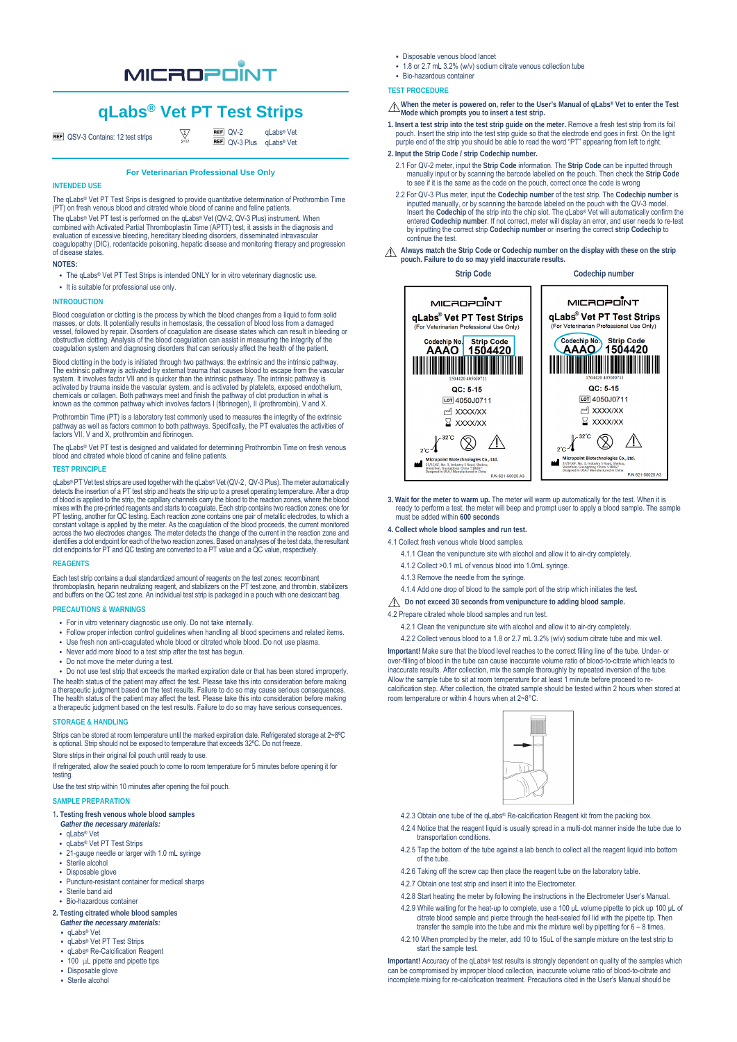# MICROPOINT

# qLabs® Vet PT Test Strips

REF QSV-3 Contains: 12 test strips

REF QV-2 qLabs® Vet
REF QV-3 Plus qLabs® Vet

**For Veterinarian Professional Use Only**

## INTENDED USE

The qLabs® Vet PT Test Strips is designed to provide quantitative determination of Prothrombin Time (PT) on fresh venous blood and citrated whole blood of canine and feline patients.

The qLabs® Vet PT test is performed on the qLabs® Vet (QV-2, QV-3 Plus) instrument. When combined with Activated Partial Thromboplastin Time (APTT) test, it assists in the diagnosis and evaluation of excessive bleeding, hereditary bleeding disorders, disseminated intravascular coagulopathy (DIC), rodentacide poisoning, hepatic disease and monitoring therapy and progression of disease states.

**NOTES:**

- The qLabs® Vet PT Test Strips is intended ONLY for in vitro veterinary diagnostic use.
- It is suitable for professional use only.

## INTRODUCTION

Blood coagulation or clotting is the process by which the blood changes from a liquid to form solid masses, or clots. It potentially results in hemostasis, the cessation of blood loss from a damaged vessel, followed by repair. Disorders of coagulation are disease states which can result in bleeding or obstructive clotting. Analysis of the blood coagulation can assist in measuring the integrity of the coagulation system and diagnosing disorders that can seriously affect the health of the patient.

Blood clotting in the body is initiated through two pathways: the extrinsic and the intrinsic pathway. The extrinsic pathway is activated by external trauma that causes blood to escape from the vascular system. It involves factor VII and is quicker than the intrinsic pathway. The intrinsic pathway is activated by trauma inside the vascular system, and is activated by platelets, exposed endothelium, chemicals or collagen. Both pathways meet and finish the pathway of clot production in what is known as the common pathway which involves factors I (fibrinogen), II (prothrombin), V and X.

Prothrombin Time (PT) is a laboratory test commonly used to measures the integrity of the extrinsic pathway as well as factors common to both pathways. Specifically, the PT evaluates the activities of factors VII, V and X, prothrombin and fibrinogen.

The qLabs® Vet PT test is designed and validated for determining Prothrombin Time on fresh venous blood and citrated whole blood of canine and feline patients.

## TEST PRINCIPLE

qLabs® PT Vet test strips are used together with the qLabs® Vet (QV-2, QV-3 Plus). The meter automatically detects the insertion of a PT test strip and heats the strip up to a preset operating temperature. After a drop of blood is applied to the strip, the capillary channels carry the blood to the reaction zones, where the blood mixes with the pre-printed reagents and starts to coagulate. Each strip contains two reaction zones: one for PT testing, another for QC testing. Each reaction zone contains one pair of metallic electrodes, to which a constant voltage is applied by the meter. As the coagulation of the blood proceeds, the current monitored across the two electrodes changes. The meter detects the change of the current in the reaction zone and identifies a clot endpoint for each of the two reaction zones. Based on analyses of the test data, the resultant clot endpoints for PT and QC testing are converted to a PT value and a QC value, respectively.

## REAGENTS

Each test strip contains a dual standardized amount of reagents on the test zones: recombinant thromboplastin, heparin neutralizing reagent, and stabilizers on the PT test zone, and thrombin, stabilizers and buffers on the QC test zone. An individual test strip is packaged in a pouch with one desiccant bag.

## PRECAUTIONS & WARNINGS

- For in vitro veterinary diagnostic use only. Do not take internally.
- Follow proper infection control guidelines when handling all blood specimens and related items.
- Use fresh non anti-coagulated whole blood or citrated whole blood. Do not use plasma.
- Never add more blood to a test strip after the test has begun.
- Do not move the meter during a test.
- Do not use test strip that exceeds the marked expiration date or that has been stored improperly.

The health status of the patient may affect the test. Please take this into consideration before making a therapeutic judgment based on the test results. Failure to do so may cause serious consequences. The health status of the patient may affect the test. Please take this into consideration before making a therapeutic judgment based on the test results. Failure to do so may have serious consequences.

## STORAGE & HANDLING

Strips can be stored at room temperature until the marked expiration date. Refrigerated storage at 2~8ºC is optional. Strip should not be exposed to temperature that exceeds 32ºC. Do not freeze.

Store strips in their original foil pouch until ready to use.

If refrigerated, allow the sealed pouch to come to room temperature for 5 minutes before opening it for testing.

Use the test strip within 10 minutes after opening the foil pouch.

## SAMPLE PREPARATION

**1. Testing fresh venous whole blood samples**

***Gather the necessary materials:***

- qLabs® Vet
- qLabs® Vet PT Test Strips
- 21-gauge needle or larger with 1.0 mL syringe
- Sterile alcohol
- Disposable glove
- Puncture-resistant container for medical sharps
- Sterile band aid
- Bio-hazardous container

**2. Testing citrated whole blood samples**

***Gather the necessary materials:***

- qLabs® Vet
- qLabs® Vet PT Test Strips
- qLabs® Re-Calcification Reagent
- 100 µL pipette and pipette tips
- Disposable glove
- Sterile alcohol
- Disposable venous blood lancet
- 1.8 or 2.7 mL 3.2% (w/v) sodium citrate venous collection tube
- Bio-hazardous container

## TEST PROCEDURE

⚠ **When the meter is powered on, refer to the User's Manual of qLabs® Vet to enter the Test Mode which prompts you to insert a test strip.**

**1. Insert a test strip into the test strip guide on the meter.** Remove a fresh test strip from its foil pouch. Insert the strip into the test strip guide so that the electrode end goes in first. On the light purple end of the strip you should be able to read the word "PT" appearing from left to right.

**2. Input the Strip Code / strip Codechip number.**

2.1 For QV-2 meter, input the **Strip Code** information. The **Strip Code** can be inputted through manually input or by scanning the barcode labelled on the pouch. Then check the **Strip Code** to see if it is the same as the code on the pouch, correct once the code is wrong

2.2 For QV-3 Plus meter, input the **Codechip number** of the test strip. The **Codechip number** is inputted manually, or by scanning the barcode labeled on the pouch with the QV-3 model. Insert the **Codechip** of the strip into the chip slot. The qLabs® Vet will automatically confirm the entered **Codechip number**. If not correct, meter will display an error, and user needs to re-test by inputting the correct strip **Codechip number** or inserting the correct **strip Codechip** to continue the test.

⚠ **Always match the Strip Code or Codechip number on the display with these on the strip pouch. Failure to do so may yield inaccurate results.**

Strip Code | Codechip number

MICROPOINT
qLabs® Vet PT Test Strips
(For Veterinarian Professional Use Only)
Codechip No. AAAO Strip Code 1504420
1504420 4050J0711
QC: 5-15
LOT 4050J0711
XXXX/XX
XXXX/XX
2°C 32°C
Micropoint Biotechnologies Co., Ltd.
P/N 621-60025 A3

**3. Wait for the meter to warm up.** The meter will warm up automatically for the test. When it is ready to perform a test, the meter will beep and prompt user to apply a blood sample. The sample must be added within **600 seconds**

**4. Collect whole blood samples and run test.**

4.1 Collect fresh venous whole blood samples.

4.1.1 Clean the venipuncture site with alcohol and allow it to air-dry completely.

4.1.2 Collect >0.1 mL of venous blood into 1.0mL syringe.

4.1.3 Remove the needle from the syringe.

4.1.4 Add one drop of blood to the sample port of the strip which initiates the test.

⚠ **Do not exceed 30 seconds from venipuncture to adding blood sample.**

4.2 Prepare citrated whole blood samples and run test.

4.2.1 Clean the venipuncture site with alcohol and allow it to air-dry completely.

4.2.2 Collect venous blood to a 1.8 or 2.7 mL 3.2% (w/v) sodium citrate tube and mix well.

**Important!** Make sure that the blood level reaches to the correct filling line of the tube. Under- or over-filling of blood in the tube can cause inaccurate volume ratio of blood-to-citrate which leads to inaccurate results. After collection, mix the sample thoroughly by repeated inversion of the tube. Allow the sample tube to sit at room temperature for at least 1 minute before proceed to re-calcification step. After collection, the citrated sample should be tested within 2 hours when stored at room temperature or within 4 hours when at 2~8°C.

4.2.3 Obtain one tube of the qLabs® Re-calcification Reagent kit from the packing box.

4.2.4 Notice that the reagent liquid is usually spread in a multi-dot manner inside the tube due to transportation conditions.

4.2.5 Tap the bottom of the tube against a lab bench to collect all the reagent liquid into bottom of the tube.

4.2.6 Taking off the screw cap then place the reagent tube on the laboratory table.

4.2.7 Obtain one test strip and insert it into the Electrometer.

4.2.8 Start heating the meter by following the instructions in the Electrometer User's Manual.

4.2.9 While waiting for the heat-up to complete, use a 100 µL volume pipette to pick up 100 µL of citrate blood sample and pierce through the heat-sealed foil lid with the pipette tip. Then transfer the sample into the tube and mix the mixture well by pipetting for 6 – 8 times.

4.2.10 When prompted by the meter, add 10 to 15uL of the sample mixture on the test strip to start the sample test.

**Important!** Accuracy of the qLabs® test results is strongly dependent on quality of the samples which can be compromised by improper blood collection, inaccurate volume ratio of blood-to-citrate and incomplete mixing for re-calcification treatment. Precautions cited in the User's Manual should be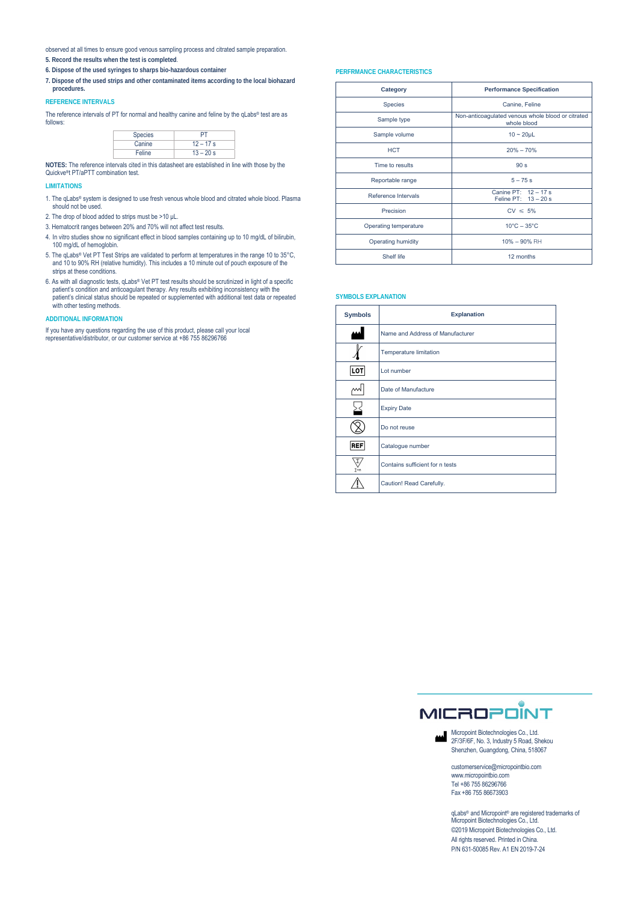observed at all times to ensure good venous sampling process and citrated sample preparation.

**5. Record the results when the test is completed.**

**6. Dispose of the used syringes to sharps bio-hazardous container**

**7. Dispose of the used strips and other contaminated items according to the local biohazard procedures.**

## REFERENCE INTERVALS

The reference intervals of PT for normal and healthy canine and feline by the qLabs® test are as follows:

| Species | PT |
|---|---|
| Canine | 12 – 17 s |
| Feline | 13 – 20 s |

**NOTES:** The reference intervals cited in this datasheet are established in line with those by the Quickve®t PT/aPTT combination test.

## LIMITATIONS

1. The qLabs® system is designed to use fresh venous whole blood and citrated whole blood. Plasma should not be used.
2. The drop of blood added to strips must be >10 µL.
3. Hematocrit ranges between 20% and 70% will not affect test results.
4. In vitro studies show no significant effect in blood samples containing up to 10 mg/dL of bilirubin, 100 mg/dL of hemoglobin.
5. The qLabs® Vet PT Test Strips are validated to perform at temperatures in the range 10 to 35°C, and 10 to 90% RH (relative humidity). This includes a 10 minute out of pouch exposure of the strips at these conditions.
6. As with all diagnostic tests, qLabs® Vet PT test results should be scrutinized in light of a specific patient's condition and anticoagulant therapy. Any results exhibiting inconsistency with the patient's clinical status should be repeated or supplemented with additional test data or repeated with other testing methods.

## ADDITIONAL INFORMATION

If you have any questions regarding the use of this product, please call your local representative/distributor, or our customer service at +86 755 86296766

## PERFRMANCE CHARACTERISTICS

| Category | Performance Specification |
|---|---|
| Species | Canine, Feline |
| Sample type | Non-anticoagulated venous whole blood or citrated whole blood |
| Sample volume | 10 ~ 20µL |
| HCT | 20% – 70% |
| Time to results | 90 s |
| Reportable range | 5 – 75 s |
| Reference Intervals | Canine PT: 12 – 17 s<br>Feline PT: 13 – 20 s |
| Precision | CV ≤ 5% |
| Operating temperature | 10°C – 35°C |
| Operating humidity | 10% – 90% RH |
| Shelf life | 12 months |

## SYMBOLS EXPLANATION

| Symbols | Explanation |
|---|---|
| | Name and Address of Manufacturer |
| | Temperature limitation |
| LOT | Lot number |
| | Date of Manufacture |
| | Expiry Date |
| | Do not reuse |
| REF | Catalogue number |
| | Contains sufficient for n tests |
| | Caution! Read Carefully. |

MICROPOINT

Micropoint Biotechnologies Co., Ltd.
2F/3F/6F, No. 3, Industry 5 Road, Shekou
Shenzhen, Guangdong, China, 518067

customerservice@micropointbio.com
www.micropointbio.com
Tel +86 755 86296766
Fax +86 755 86673903

qLabs® and Micropoint® are registered trademarks of Micropoint Biotechnologies Co., Ltd.
©2019 Micropoint Biotechnologies Co., Ltd.
All rights reserved. Printed in China.
P/N 631-50085 Rev. A1 EN 2019-7-24